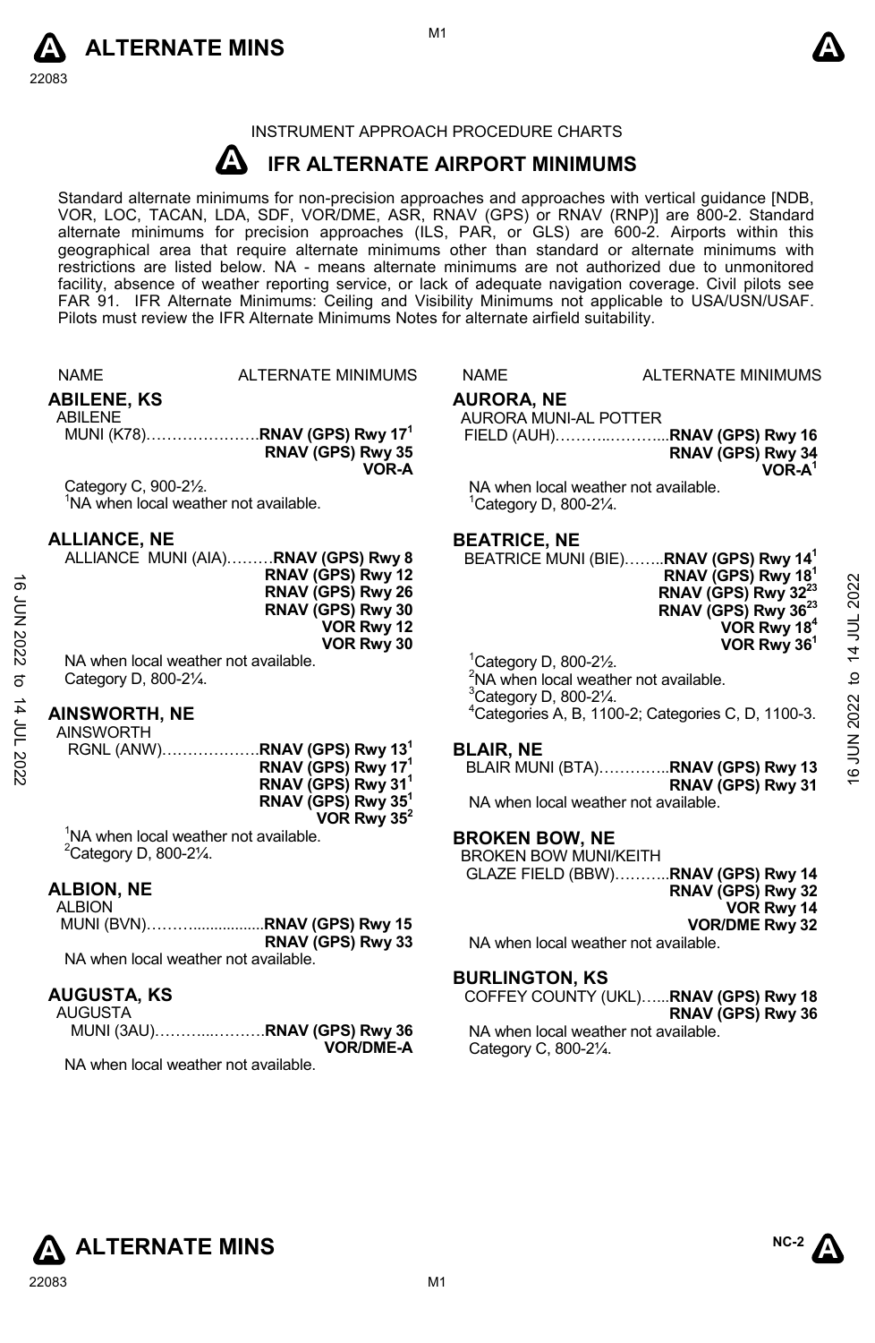INSTRUMENT APPROACH PROCEDURE CHARTS

# IFR ALTERNATE AIRPORT MINIMUMS

Standard alternate minimums for non-precision approaches and approaches with vertical guidance [NDB, VOR, LOC, TACAN, LDA, SDF, VOR/DME, ASR, RNAV (GPS) or RNAV (RNP)] are 800-2. Standard alternate minimums for precision approaches (ILS, PAR, or GLS) are 600-2. Airports within this geographical area that require alternate minimums other than standard or alternate minimums with restrictions are listed below. NA - means alternate minimums are not authorized due to unmonitored facility, absence of weather reporting service, or lack of adequate navigation coverage. Civil pilots see FAR 91. IFR Alternate Minimums: Ceiling and Visibility Minimums not applicable to USA/USN/USAF. Pilots must review the IFR Alternate Minimums Notes for alternate airfield suitability.

NAME — ALTERNATE MINIMUMS

## ABILENE, KS

ABILENE MUNI (K78)……………………**RNAV (GPS) Rwy 17**[1]
**RNAV (GPS) Rwy 35**
**VOR-A**

Category C, 900-2½.
[1]NA when local weather not available.

## ALLIANCE, NE

ALLIANCE MUNI (AIA)………**RNAV (GPS) Rwy 8**
**RNAV (GPS) Rwy 12**
**RNAV (GPS) Rwy 26**
**RNAV (GPS) Rwy 30**
**VOR Rwy 12**
**VOR Rwy 30**

NA when local weather not available.
Category D, 800-2¼.

## AINSWORTH, NE

AINSWORTH RGNL (ANW)……………….**RNAV (GPS) Rwy 13**[1]
**RNAV (GPS) Rwy 17**[1]
**RNAV (GPS) Rwy 31**[1]
**RNAV (GPS) Rwy 35**[1]
**VOR Rwy 35**[2]

[1]NA when local weather not available.
[2]Category D, 800-2¼.

## ALBION, NE

ALBION MUNI (BVN)………................**RNAV (GPS) Rwy 15**
**RNAV (GPS) Rwy 33**

NA when local weather not available.

## AUGUSTA, KS

AUGUSTA MUNI (3AU)………...……….**RNAV (GPS) Rwy 36**
**VOR/DME-A**

NA when local weather not available.

## AURORA, NE

AURORA MUNI-AL POTTER FIELD (AUH)………..………...**RNAV (GPS) Rwy 16**
**RNAV (GPS) Rwy 34**
**VOR-A**[1]

NA when local weather not available.
[1]Category D, 800-2¼.

## BEATRICE, NE

BEATRICE MUNI (BIE)……..**RNAV (GPS) Rwy 14**[1]
**RNAV (GPS) Rwy 18**[1]
**RNAV (GPS) Rwy 32**[23]
**RNAV (GPS) Rwy 36**[23]
**VOR Rwy 18**[4]
**VOR Rwy 36**[1]

[1]Category D, 800-2½.
[2]NA when local weather not available.
[3]Category D, 800-2¼.
[4]Categories A, B, 1100-2; Categories C, D, 1100-3.

## BLAIR, NE

BLAIR MUNI (BTA)…………..**RNAV (GPS) Rwy 13**
**RNAV (GPS) Rwy 31**

NA when local weather not available.

## BROKEN BOW, NE

BROKEN BOW MUNI/KEITH GLAZE FIELD (BBW)………..**RNAV (GPS) Rwy 14**
**RNAV (GPS) Rwy 32**
**VOR Rwy 14**
**VOR/DME Rwy 32**

NA when local weather not available.

## BURLINGTON, KS

COFFEY COUNTY (UKL)…...**RNAV (GPS) Rwy 18**
**RNAV (GPS) Rwy 36**

NA when local weather not available.
Category C, 800-2¼.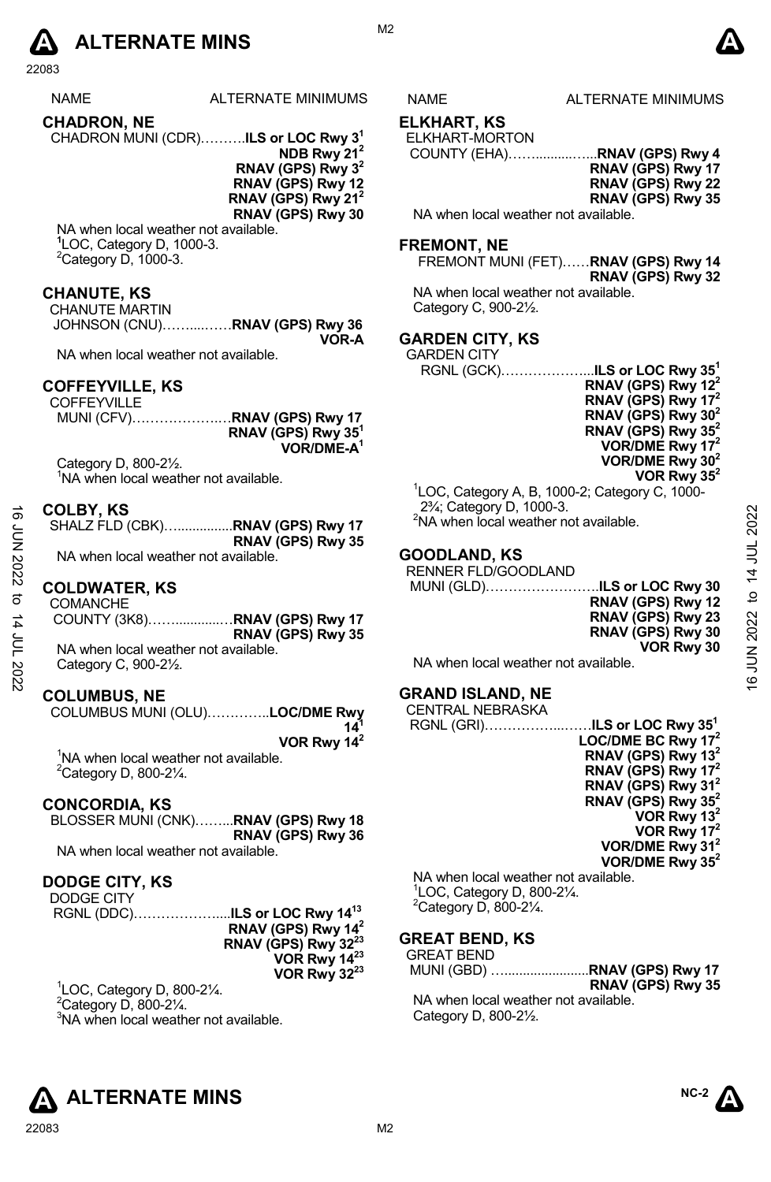| NAME | ALTERNATE MINIMUMS |
|---|---|

## CHADRON, NE

CHADRON MUNI (CDR)……….**ILS or LOC Rwy 3**[1]
**NDB Rwy 21**[2]
**RNAV (GPS) Rwy 3**[2]
**RNAV (GPS) Rwy 12**
**RNAV (GPS) Rwy 21**[2]
**RNAV (GPS) Rwy 30**

NA when local weather not available.
[1]LOC, Category D, 1000-3.
[2]Category D, 1000-3.

## CHANUTE, KS

CHANUTE MARTIN JOHNSON (CNU)……...……**RNAV (GPS) Rwy 36**
**VOR-A**

NA when local weather not available.

## COFFEYVILLE, KS

COFFEYVILLE MUNI (CFV)………………..…**RNAV (GPS) Rwy 17**
**RNAV (GPS) Rwy 35**[1]
**VOR/DME-A**[1]

Category D, 800-2½.
[1]NA when local weather not available.

## COLBY, KS

SHALZ FLD (CBK)…...............**RNAV (GPS) Rwy 17**
**RNAV (GPS) Rwy 35**

NA when local weather not available.

## COLDWATER, KS

COMANCHE COUNTY (3K8)……...............**RNAV (GPS) Rwy 17**
**RNAV (GPS) Rwy 35**

NA when local weather not available.
Category C, 900-2½.

## COLUMBUS, NE

COLUMBUS MUNI (OLU)…………..**LOC/DME Rwy 14**[1]
**VOR Rwy 14**[2]

[1]NA when local weather not available.
[2]Category D, 800-2¼.

## CONCORDIA, KS

BLOSSER MUNI (CNK)……...**RNAV (GPS) Rwy 18**
**RNAV (GPS) Rwy 36**

NA when local weather not available.

## DODGE CITY, KS

DODGE CITY RGNL (DDC)………………....**ILS or LOC Rwy 14**[13]
**RNAV (GPS) Rwy 14**[2]
**RNAV (GPS) Rwy 32**[23]
**VOR Rwy 14**[23]
**VOR Rwy 32**[23]

[1]LOC, Category D, 800-2¼.
[2]Category D, 800-2¼.
[3]NA when local weather not available.

## ELKHART, KS

ELKHART-MORTON COUNTY (EHA)……..........…...**RNAV (GPS) Rwy 4**
**RNAV (GPS) Rwy 17**
**RNAV (GPS) Rwy 22**
**RNAV (GPS) Rwy 35**

NA when local weather not available.

## FREMONT, NE

FREMONT MUNI (FET)……**RNAV (GPS) Rwy 14**
**RNAV (GPS) Rwy 32**

NA when local weather not available.
Category C, 900-2½.

## GARDEN CITY, KS

GARDEN CITY RGNL (GCK)………………...**ILS or LOC Rwy 35**[1]
**RNAV (GPS) Rwy 12**[2]
**RNAV (GPS) Rwy 17**[2]
**RNAV (GPS) Rwy 30**[2]
**RNAV (GPS) Rwy 35**[2]
**VOR/DME Rwy 17**[2]
**VOR/DME Rwy 30**[2]
**VOR Rwy 35**[2]

[1]LOC, Category A, B, 1000-2; Category C, 1000-2¾; Category D, 1000-3.
[2]NA when local weather not available.

## GOODLAND, KS

RENNER FLD/GOODLAND MUNI (GLD)…………………….**ILS or LOC Rwy 30**
**RNAV (GPS) Rwy 12**
**RNAV (GPS) Rwy 23**
**RNAV (GPS) Rwy 30**
**VOR Rwy 30**

NA when local weather not available.

## GRAND ISLAND, NE

CENTRAL NEBRASKA RGNL (GRI)……………....……**ILS or LOC Rwy 35**[1]
**LOC/DME BC Rwy 17**[2]
**RNAV (GPS) Rwy 13**[2]
**RNAV (GPS) Rwy 17**[2]
**RNAV (GPS) Rwy 31**[2]
**RNAV (GPS) Rwy 35**[2]
**VOR Rwy 13**[2]
**VOR Rwy 17**[2]
**VOR/DME Rwy 31**[2]
**VOR/DME Rwy 35**[2]

NA when local weather not available.
[1]LOC, Category D, 800-2¼.
[2]Category D, 800-2¼.

## GREAT BEND, KS

GREAT BEND MUNI (GBD) …......................**RNAV (GPS) Rwy 17**
**RNAV (GPS) Rwy 35**

NA when local weather not available.
Category D, 800-2½.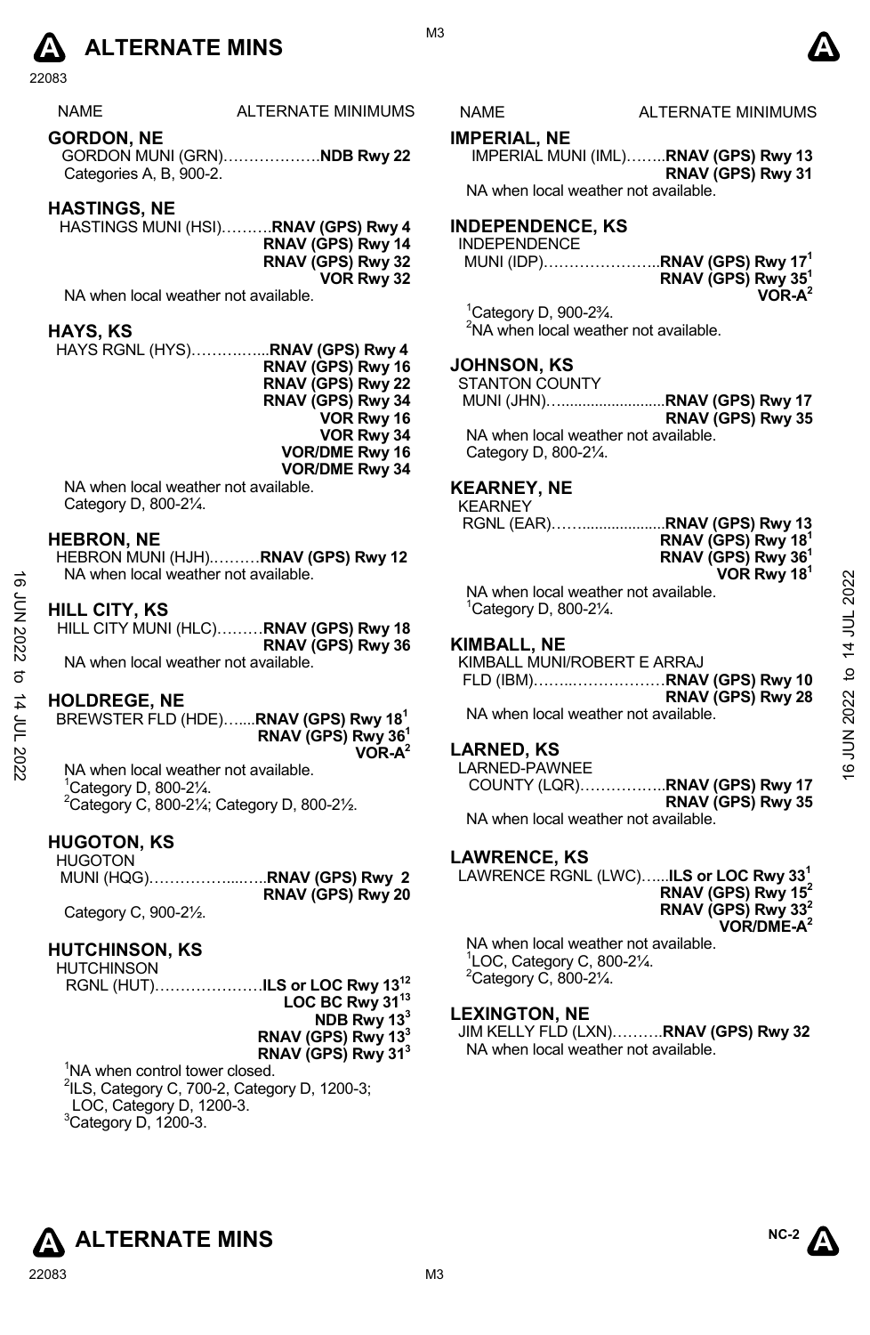| NAME | ALTERNATE MINIMUMS |
|---|---|

### GORDON, NE
GORDON MUNI (GRN)……………….**NDB Rwy 22**
Categories A, B, 900-2.

### HASTINGS, NE
HASTINGS MUNI (HSI)……….**RNAV (GPS) Rwy 4**
**RNAV (GPS) Rwy 14**
**RNAV (GPS) Rwy 32**
**VOR Rwy 32**
NA when local weather not available.

### HAYS, KS
HAYS RGNL (HYS)…………...**RNAV (GPS) Rwy 4**
**RNAV (GPS) Rwy 16**
**RNAV (GPS) Rwy 22**
**RNAV (GPS) Rwy 34**
**VOR Rwy 16**
**VOR Rwy 34**
**VOR/DME Rwy 16**
**VOR/DME Rwy 34**
NA when local weather not available.
Category D, 800-2¼.

### HEBRON, NE
HEBRON MUNI (HJH).………**RNAV (GPS) Rwy 12**
NA when local weather not available.

### HILL CITY, KS
HILL CITY MUNI (HLC)………**RNAV (GPS) Rwy 18**
**RNAV (GPS) Rwy 36**
NA when local weather not available.

### HOLDREGE, NE
BREWSTER FLD (HDE)…...**RNAV (GPS) Rwy 18**[1]
**RNAV (GPS) Rwy 36**[1]
**VOR-A**[2]
NA when local weather not available.
[1]Category D, 800-2¼.
[2]Category C, 800-2¼; Category D, 800-2½.

### HUGOTON, KS
HUGOTON
MUNI (HQG)……………...…..**RNAV (GPS) Rwy 2**
**RNAV (GPS) Rwy 20**
Category C, 900-2½.

### HUTCHINSON, KS
HUTCHINSON
RGNL (HUT)…………………**ILS or LOC Rwy 13**[12]
**LOC BC Rwy 31**[13]
**NDB Rwy 13**[3]
**RNAV (GPS) Rwy 13**[3]
**RNAV (GPS) Rwy 31**[3]
[1]NA when control tower closed.
[2]ILS, Category C, 700-2, Category D, 1200-3;
LOC, Category D, 1200-3.
[3]Category D, 1200-3.

### IMPERIAL, NE
IMPERIAL MUNI (IML)……..**RNAV (GPS) Rwy 13**
**RNAV (GPS) Rwy 31**
NA when local weather not available.

### INDEPENDENCE, KS
INDEPENDENCE
MUNI (IDP)…………………..**RNAV (GPS) Rwy 17**[1]
**RNAV (GPS) Rwy 35**[1]
**VOR-A**[2]
[1]Category D, 900-2¾.
[2]NA when local weather not available.

### JOHNSON, KS
STANTON COUNTY
MUNI (JHN)…........................**RNAV (GPS) Rwy 17**
**RNAV (GPS) Rwy 35**
NA when local weather not available.
Category D, 800-2¼.

### KEARNEY, NE
KEARNEY
RGNL (EAR)……....................**RNAV (GPS) Rwy 13**
**RNAV (GPS) Rwy 18**[1]
**RNAV (GPS) Rwy 36**[1]
**VOR Rwy 18**[1]
NA when local weather not available.
[1]Category D, 800-2¼.

### KIMBALL, NE
KIMBALL MUNI/ROBERT E ARRAJ
FLD (IBM)……..………………**RNAV (GPS) Rwy 10**
**RNAV (GPS) Rwy 28**
NA when local weather not available.

### LARNED, KS
LARNED-PAWNEE
COUNTY (LQR)……………..**RNAV (GPS) Rwy 17**
**RNAV (GPS) Rwy 35**
NA when local weather not available.

### LAWRENCE, KS
LAWRENCE RGNL (LWC)…...**ILS or LOC Rwy 33**[1]
**RNAV (GPS) Rwy 15**[2]
**RNAV (GPS) Rwy 33**[2]
**VOR/DME-A**[2]
NA when local weather not available.
[1]LOC, Category C, 800-2¼.
[2]Category C, 800-2¼.

### LEXINGTON, NE
JIM KELLY FLD (LXN)……….**RNAV (GPS) Rwy 32**
NA when local weather not available.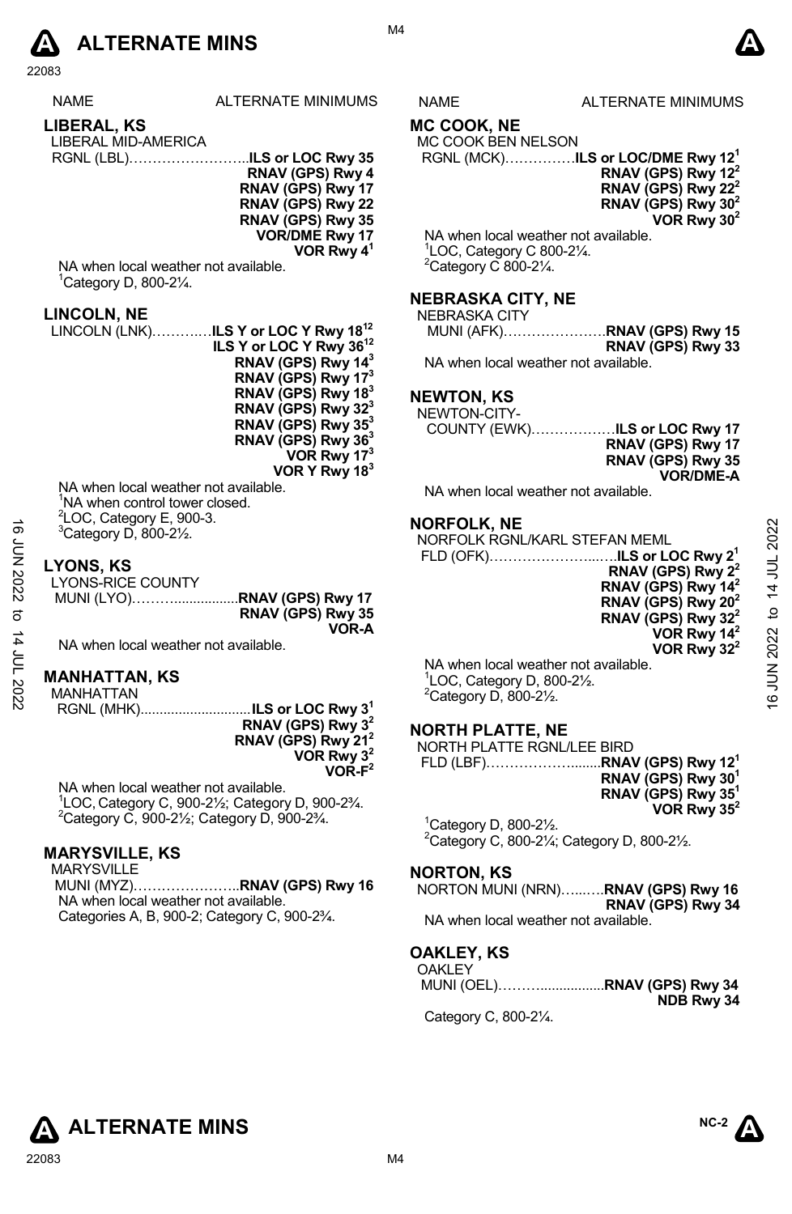# ALTERNATE MINS

| NAME | ALTERNATE MINIMUMS |
|---|---|

## LIBERAL, KS
LIBERAL MID-AMERICA
RGNL (LBL)……………………..**ILS or LOC Rwy 35**
**RNAV (GPS) Rwy 4**
**RNAV (GPS) Rwy 17**
**RNAV (GPS) Rwy 22**
**RNAV (GPS) Rwy 35**
**VOR/DME Rwy 17**
**VOR Rwy 4**[1]

NA when local weather not available.
[1]Category D, 800-2¼.

## LINCOLN, NE
LINCOLN (LNK)………..**ILS Y or LOC Y Rwy 18**[12]
**ILS Y or LOC Y Rwy 36**[12]
**RNAV (GPS) Rwy 14**[3]
**RNAV (GPS) Rwy 17**[3]
**RNAV (GPS) Rwy 18**[3]
**RNAV (GPS) Rwy 32**[3]
**RNAV (GPS) Rwy 35**[3]
**RNAV (GPS) Rwy 36**[3]
**VOR Rwy 17**[3]
**VOR Y Rwy 18**[3]

NA when local weather not available.
[1]NA when control tower closed.
[2]LOC, Category E, 900-3.
[3]Category D, 800-2½.

## LYONS, KS
LYONS-RICE COUNTY
MUNI (LYO)……….................**RNAV (GPS) Rwy 17**
**RNAV (GPS) Rwy 35**
**VOR-A**

NA when local weather not available.

## MANHATTAN, KS
MANHATTAN
RGNL (MHK)............................**ILS or LOC Rwy 3**[1]
**RNAV (GPS) Rwy 3**[2]
**RNAV (GPS) Rwy 21**[2]
**VOR Rwy 3**[2]
**VOR-F**[2]

NA when local weather not available.
[1]LOC, Category C, 900-2½; Category D, 900-2¾.
[2]Category C, 900-2½; Category D, 900-2¾.

## MARYSVILLE, KS
MARYSVILLE
MUNI (MYZ)…………………..**RNAV (GPS) Rwy 16**
NA when local weather not available.
Categories A, B, 900-2; Category C, 900-2¾.

## MC COOK, NE
MC COOK BEN NELSON
RGNL (MCK)……………**ILS or LOC/DME Rwy 12**[1]
**RNAV (GPS) Rwy 12**[2]
**RNAV (GPS) Rwy 22**[2]
**RNAV (GPS) Rwy 30**[2]
**VOR Rwy 30**[2]

NA when local weather not available.
[1]LOC, Category C 800-2¼.
[2]Category C 800-2¼.

## NEBRASKA CITY, NE
NEBRASKA CITY
MUNI (AFK)………………….**RNAV (GPS) Rwy 15**
**RNAV (GPS) Rwy 33**

NA when local weather not available.

## NEWTON, KS
NEWTON-CITY-
COUNTY (EWK)………………**ILS or LOC Rwy 17**
**RNAV (GPS) Rwy 17**
**RNAV (GPS) Rwy 35**
**VOR/DME-A**

NA when local weather not available.

## NORFOLK, NE
NORFOLK RGNL/KARL STEFAN MEML
FLD (OFK)……………………..….**ILS or LOC Rwy 2**[1]
**RNAV (GPS) Rwy 2**[2]
**RNAV (GPS) Rwy 14**[2]
**RNAV (GPS) Rwy 20**[2]
**RNAV (GPS) Rwy 32**[2]
**VOR Rwy 14**[2]
**VOR Rwy 32**[2]

NA when local weather not available.
[1]LOC, Category D, 800-2½.
[2]Category D, 800-2½.

## NORTH PLATTE, NE
NORTH PLATTE RGNL/LEE BIRD
FLD (LBF)………………........**RNAV (GPS) Rwy 12**[1]
**RNAV (GPS) Rwy 30**[1]
**RNAV (GPS) Rwy 35**[1]
**VOR Rwy 35**[2]

[1]Category D, 800-2½.
[2]Category C, 800-2¼; Category D, 800-2½.

## NORTON, KS
NORTON MUNI (NRN)…...….**RNAV (GPS) Rwy 16**
**RNAV (GPS) Rwy 34**

NA when local weather not available.

## OAKLEY, KS
OAKLEY
MUNI (OEL)……….................**RNAV (GPS) Rwy 34**
**NDB Rwy 34**

Category C, 800-2¼.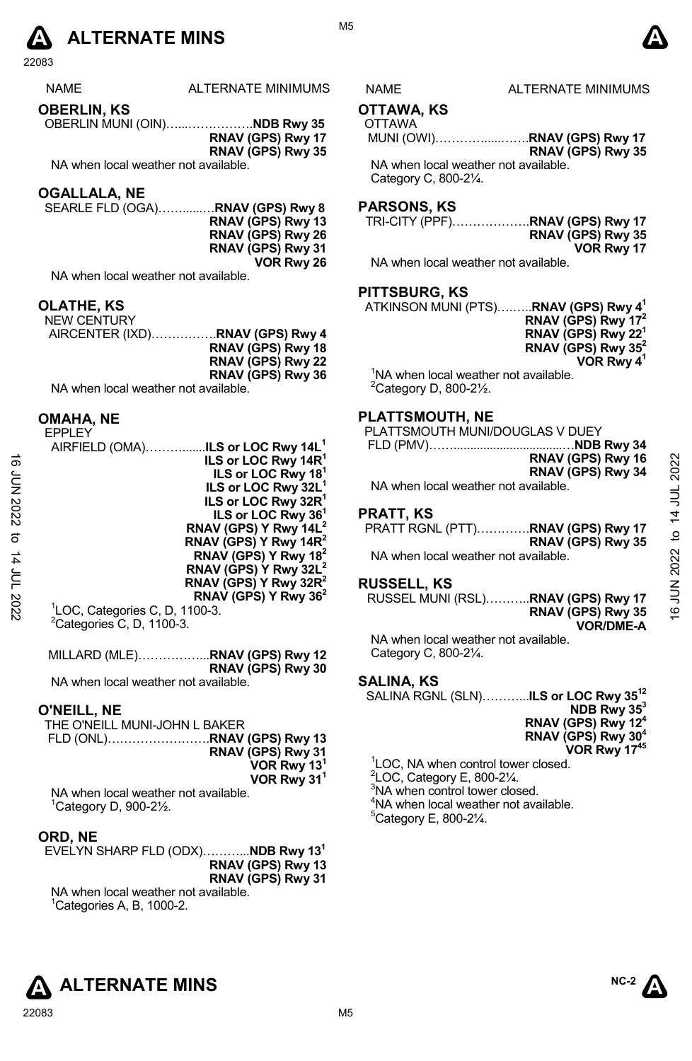# ALTERNATE MINS

| NAME | ALTERNATE MINIMUMS |
|---|---|

## OBERLIN, KS

OBERLIN MUNI (OIN)………………**NDB Rwy 35**
**RNAV (GPS) Rwy 17**
**RNAV (GPS) Rwy 35**

NA when local weather not available.

## OGALLALA, NE

SEARLE FLD (OGA)…………**RNAV (GPS) Rwy 8**
**RNAV (GPS) Rwy 13**
**RNAV (GPS) Rwy 26**
**RNAV (GPS) Rwy 31**
**VOR Rwy 26**

NA when local weather not available.

## OLATHE, KS

NEW CENTURY
AIRCENTER (IXD)…………….**RNAV (GPS) Rwy 4**
**RNAV (GPS) Rwy 18**
**RNAV (GPS) Rwy 22**
**RNAV (GPS) Rwy 36**

NA when local weather not available.

## OMAHA, NE

EPPLEY
AIRFIELD (OMA)…………**ILS or LOC Rwy 14L**[1]
**ILS or LOC Rwy 14R**[1]
**ILS or LOC Rwy 18**[1]
**ILS or LOC Rwy 32L**[1]
**ILS or LOC Rwy 32R**[1]
**ILS or LOC Rwy 36**[1]
**RNAV (GPS) Y Rwy 14L**[2]
**RNAV (GPS) Y Rwy 14R**[2]
**RNAV (GPS) Y Rwy 18**[2]
**RNAV (GPS) Y Rwy 32L**[2]
**RNAV (GPS) Y Rwy 32R**[2]
**RNAV (GPS) Y Rwy 36**[2]

[1]LOC, Categories C, D, 1100-3.
[2]Categories C, D, 1100-3.

MILLARD (MLE)……………...**RNAV (GPS) Rwy 12**
**RNAV (GPS) Rwy 30**

NA when local weather not available.

## O'NEILL, NE

THE O'NEILL MUNI-JOHN L BAKER
FLD (ONL)…………………….**RNAV (GPS) Rwy 13**
**RNAV (GPS) Rwy 31**
**VOR Rwy 13**[1]
**VOR Rwy 31**[1]

NA when local weather not available.
[1]Category D, 900-2½.

## ORD, NE

EVELYN SHARP FLD (ODX)………...**NDB Rwy 13**[1]
**RNAV (GPS) Rwy 13**
**RNAV (GPS) Rwy 31**

NA when local weather not available.
[1]Categories A, B, 1000-2.

## OTTAWA, KS

OTTAWA
MUNI (OWI)…………………**RNAV (GPS) Rwy 17**
**RNAV (GPS) Rwy 35**

NA when local weather not available.
Category C, 800-2¼.

## PARSONS, KS

TRI-CITY (PPF)………………..**RNAV (GPS) Rwy 17**
**RNAV (GPS) Rwy 35**
**VOR Rwy 17**

NA when local weather not available.

## PITTSBURG, KS

ATKINSON MUNI (PTS)……..**RNAV (GPS) Rwy 4**[1]
**RNAV (GPS) Rwy 17**[2]
**RNAV (GPS) Rwy 22**[1]
**RNAV (GPS) Rwy 35**[2]
**VOR Rwy 4**[1]

[1]NA when local weather not available.
[2]Category D, 800-2½.

## PLATTSMOUTH, NE

PLATTSMOUTH MUNI/DOUGLAS V DUEY
FLD (PMV)………………………………**NDB Rwy 34**
**RNAV (GPS) Rwy 16**
**RNAV (GPS) Rwy 34**

NA when local weather not available.

## PRATT, KS

PRATT RGNL (PTT)………….**RNAV (GPS) Rwy 17**
**RNAV (GPS) Rwy 35**

NA when local weather not available.

## RUSSELL, KS

RUSSEL MUNI (RSL)………..**RNAV (GPS) Rwy 17**
**RNAV (GPS) Rwy 35**
**VOR/DME-A**

NA when local weather not available.
Category C, 800-2¼.

## SALINA, KS

SALINA RGNL (SLN)………...**ILS or LOC Rwy 35**[12]
**NDB Rwy 35**[3]
**RNAV (GPS) Rwy 12**[4]
**RNAV (GPS) Rwy 30**[4]
**VOR Rwy 17**[45]

[1]LOC, NA when control tower closed.
[2]LOC, Category E, 800-2¼.
[3]NA when control tower closed.
[4]NA when local weather not available.
[5]Category E, 800-2¼.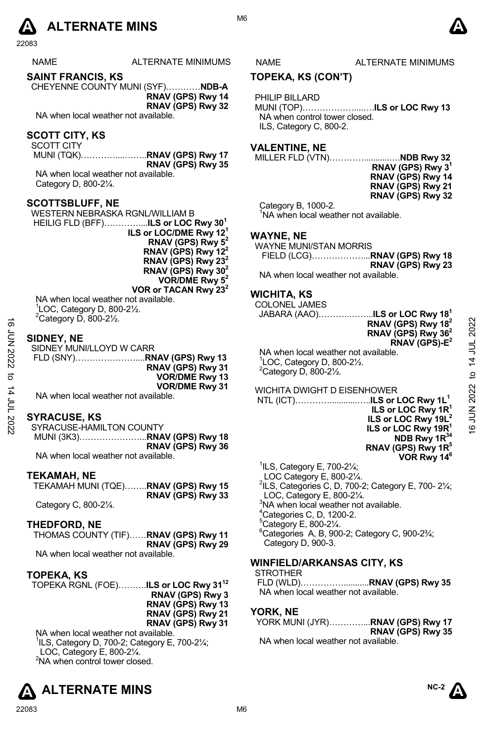NAME ALTERNATE MINIMUMS

## SAINT FRANCIS, KS

CHEYENNE COUNTY MUNI (SYF)…………**NDB-A**
**RNAV (GPS) Rwy 14**
**RNAV (GPS) Rwy 32**

NA when local weather not available.

## SCOTT CITY, KS

SCOTT CITY MUNI (TQK)………………….**RNAV (GPS) Rwy 17**
**RNAV (GPS) Rwy 35**

NA when local weather not available.
Category D, 800-2¼.

## SCOTTSBLUFF, NE

WESTERN NEBRASKA RGNL/WILLIAM B HEILIG FLD (BFF)…………....**ILS or LOC Rwy 30**[1]
**ILS or LOC/DME Rwy 12**[1]
**RNAV (GPS) Rwy 5**[2]
**RNAV (GPS) Rwy 12**[2]
**RNAV (GPS) Rwy 23**[2]
**RNAV (GPS) Rwy 30**[2]
**VOR/DME Rwy 5**[2]
**VOR or TACAN Rwy 23**[2]

NA when local weather not available.
[1]LOC, Category D, 800-2½.
[2]Category D, 800-2½.

## SIDNEY, NE

SIDNEY MUNI/LLOYD W CARR FLD (SNY)…………………....**RNAV (GPS) Rwy 13**
**RNAV (GPS) Rwy 31**
**VOR/DME Rwy 13**
**VOR/DME Rwy 31**

NA when local weather not available.

## SYRACUSE, KS

SYRACUSE-HAMILTON COUNTY MUNI (3K3)…………………...**RNAV (GPS) Rwy 18**
**RNAV (GPS) Rwy 36**

NA when local weather not available.

## TEKAMAH, NE

TEKAMAH MUNI (TQE)……..**RNAV (GPS) Rwy 15**
**RNAV (GPS) Rwy 33**

Category C, 800-2¼.

## THEDFORD, NE

THOMAS COUNTY (TIF)……**RNAV (GPS) Rwy 11**
**RNAV (GPS) Rwy 29**

NA when local weather not available.

## TOPEKA, KS

TOPEKA RGNL (FOE)……….**ILS or LOC Rwy 31**[12]
**RNAV (GPS) Rwy 3**
**RNAV (GPS) Rwy 13**
**RNAV (GPS) Rwy 21**
**RNAV (GPS) Rwy 31**

NA when local weather not available.
[1]ILS, Category D, 700-2; Category E, 700-2¼;
LOC, Category E, 800-2¼.
[2]NA when control tower closed.

## TOPEKA, KS (CON'T)

PHILIP BILLARD MUNI (TOP)……………….....….**ILS or LOC Rwy 13**

NA when control tower closed.
ILS, Category C, 800-2.

## VALENTINE, NE

MILLER FLD (VTN)…………............….**NDB Rwy 32**
**RNAV (GPS) Rwy 3**[1]
**RNAV (GPS) Rwy 14**
**RNAV (GPS) Rwy 21**
**RNAV (GPS) Rwy 32**

Category B, 1000-2.
[1]NA when local weather not available.

## WAYNE, NE

WAYNE MUNI/STAN MORRIS FIELD (LCG)………………...**RNAV (GPS) Rwy 18**
**RNAV (GPS) Rwy 23**

NA when local weather not available.

## WICHITA, KS

COLONEL JAMES JABARA (AAO)………..……...**ILS or LOC Rwy 18**[1]
**RNAV (GPS) Rwy 18**[2]
**RNAV (GPS) Rwy 36**[2]
**RNAV (GPS)-E**[2]

NA when local weather not available.
[1]LOC, Category D, 800-2½.
[2]Category D, 800-2½.

WICHITA DWIGHT D EISENHOWER NTL (ICT)………….............…..**ILS or LOC Rwy 1L**[1]
**ILS or LOC Rwy 1R**[1]
**ILS or LOC Rwy 19L**[2]
**ILS or LOC Rwy 19R**[1]
**NDB Rwy 1R**[34]
**RNAV (GPS) Rwy 1R**[5]
**VOR Rwy 14**[6]

[1]ILS, Category E, 700-2¼;
LOC Category E, 800-2¼.
[2]ILS, Categories C, D, 700-2; Category E, 700- 2¼;
LOC, Category E, 800-2¼.
[3]NA when local weather not available.
[4]Categories C, D, 1200-2.
[5]Category E, 800-2¼.
[6]Categories A, B, 900-2; Category C, 900-2¾;
Category D, 900-3.

## WINFIELD/ARKANSAS CITY, KS

STROTHER FLD (WLD)……………..........**RNAV (GPS) Rwy 35**

NA when local weather not available.

## YORK, NE

YORK MUNI (JYR)…………...**RNAV (GPS) Rwy 17**
**RNAV (GPS) Rwy 35**

NA when local weather not available.